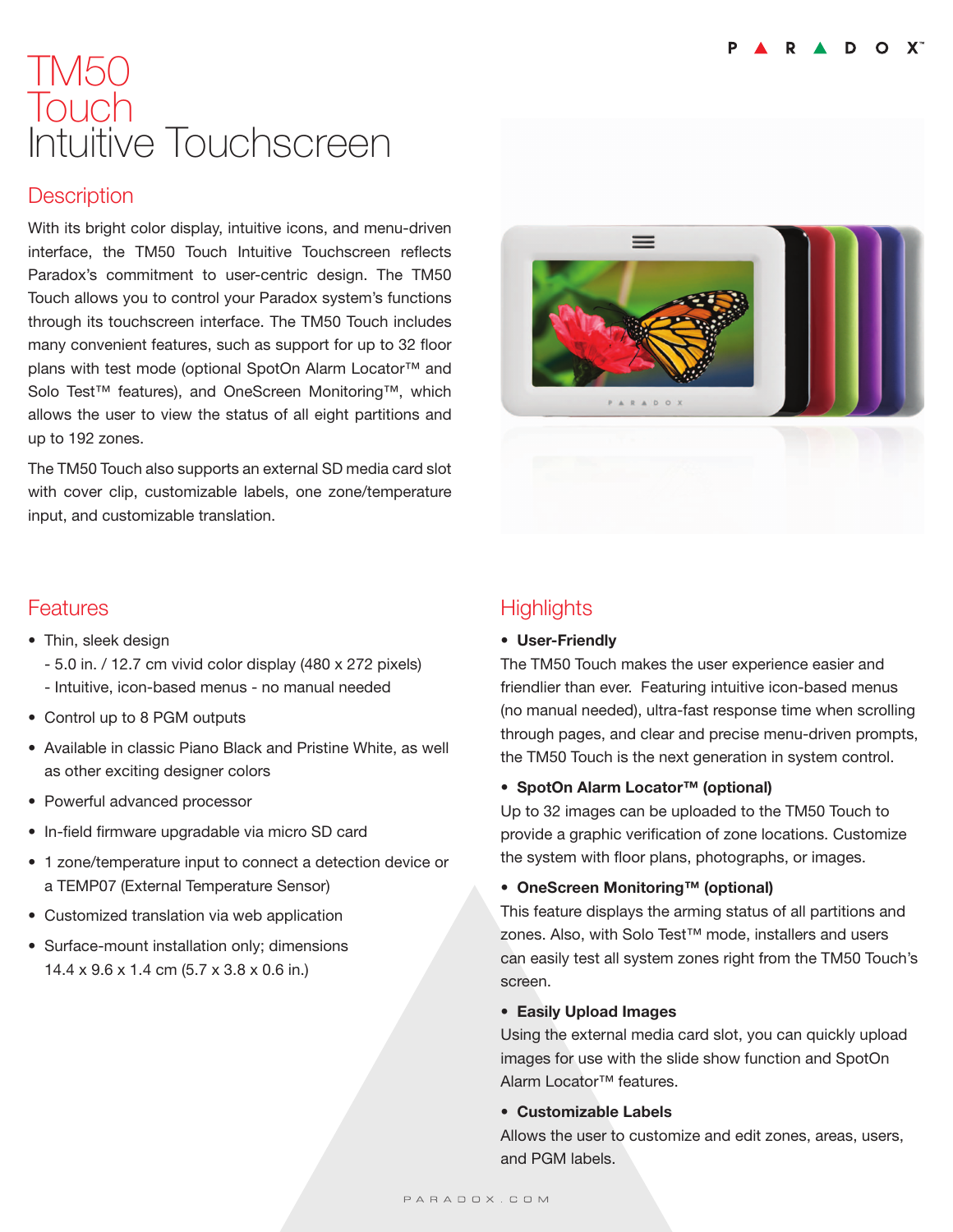# TM50 Touch
## Intuitive Touchscreen

## Description

With its bright color display, intuitive icons, and menu-driven interface, the TM50 Touch Intuitive Touchscreen reflects Paradox's commitment to user-centric design. The TM50 Touch allows you to control your Paradox system's functions through its touchscreen interface. The TM50 Touch includes many convenient features, such as support for up to 32 floor plans with test mode (optional SpotOn Alarm Locator™ and Solo Test™ features), and OneScreen Monitoring™, which allows the user to view the status of all eight partitions and up to 192 zones.

The TM50 Touch also supports an external SD media card slot with cover clip, customizable labels, one zone/temperature input, and customizable translation.

## Features

- Thin, sleek design
  - 5.0 in. / 12.7 cm vivid color display (480 x 272 pixels)
  - Intuitive, icon-based menus - no manual needed
- Control up to 8 PGM outputs
- Available in classic Piano Black and Pristine White, as well as other exciting designer colors
- Powerful advanced processor
- In-field firmware upgradable via micro SD card
- 1 zone/temperature input to connect a detection device or a TEMP07 (External Temperature Sensor)
- Customized translation via web application
- Surface-mount installation only; dimensions 14.4 x 9.6 x 1.4 cm (5.7 x 3.8 x 0.6 in.)

## Highlights

- **User-Friendly**

The TM50 Touch makes the user experience easier and friendlier than ever. Featuring intuitive icon-based menus (no manual needed), ultra-fast response time when scrolling through pages, and clear and precise menu-driven prompts, the TM50 Touch is the next generation in system control.

- **SpotOn Alarm Locator™ (optional)**

Up to 32 images can be uploaded to the TM50 Touch to provide a graphic verification of zone locations. Customize the system with floor plans, photographs, or images.

- **OneScreen Monitoring™ (optional)**

This feature displays the arming status of all partitions and zones. Also, with Solo Test™ mode, installers and users can easily test all system zones right from the TM50 Touch's screen.

- **Easily Upload Images**

Using the external media card slot, you can quickly upload images for use with the slide show function and SpotOn Alarm Locator™ features.

- **Customizable Labels**

Allows the user to customize and edit zones, areas, users, and PGM labels.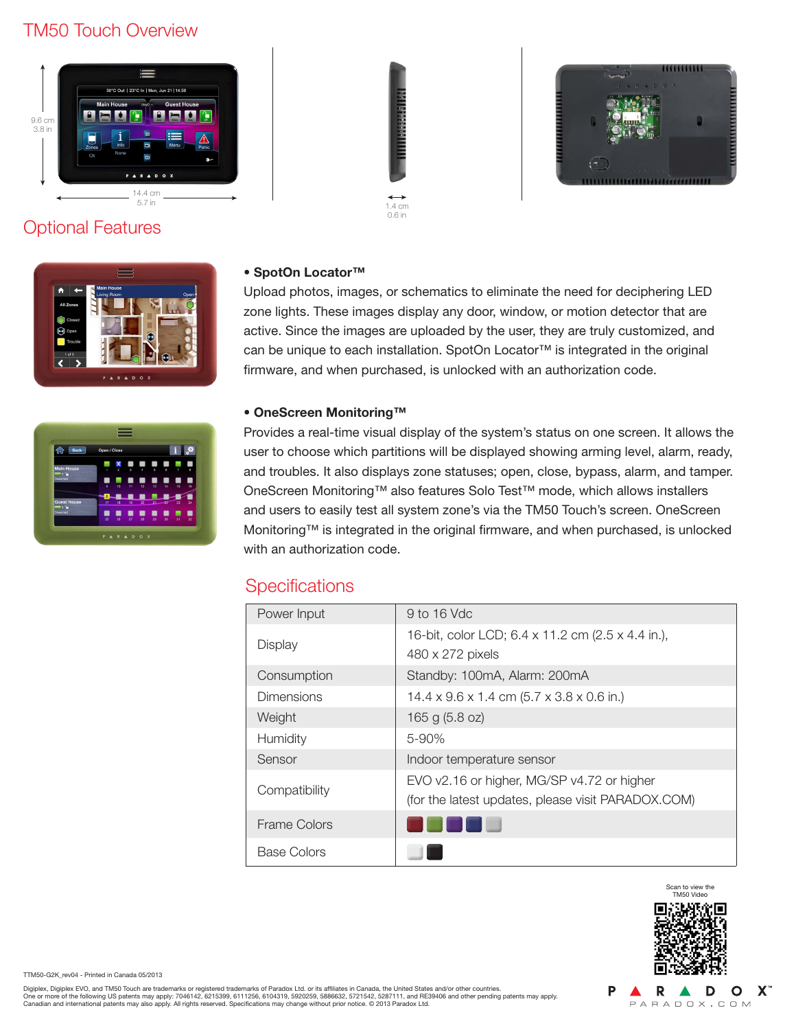# TM50 Touch Overview

9.6 cm
3.8 in

14.4 cm
5.7 in

1.4 cm
0.6 in

# Optional Features

- **SpotOn Locator™**

Upload photos, images, or schematics to eliminate the need for deciphering LED zone lights. These images display any door, window, or motion detector that are active. Since the images are uploaded by the user, they are truly customized, and can be unique to each installation. SpotOn Locator™ is integrated in the original firmware, and when purchased, is unlocked with an authorization code.

- **OneScreen Monitoring™**

Provides a real-time visual display of the system's status on one screen. It allows the user to choose which partitions will be displayed showing arming level, alarm, ready, and troubles. It also displays zone statuses; open, close, bypass, alarm, and tamper. OneScreen Monitoring™ also features Solo Test™ mode, which allows installers and users to easily test all system zone's via the TM50 Touch's screen. OneScreen Monitoring™ is integrated in the original firmware, and when purchased, is unlocked with an authorization code.

# Specifications

| | |
|---|---|
| Power Input | 9 to 16 Vdc |
| Display | 16-bit, color LCD; 6.4 x 11.2 cm (2.5 x 4.4 in.), 480 x 272 pixels |
| Consumption | Standby: 100mA, Alarm: 200mA |
| Dimensions | 14.4 x 9.6 x 1.4 cm (5.7 x 3.8 x 0.6 in.) |
| Weight | 165 g (5.8 oz) |
| Humidity | 5-90% |
| Sensor | Indoor temperature sensor |
| Compatibility | EVO v2.16 or higher, MG/SP v4.72 or higher (for the latest updates, please visit PARADOX.COM) |
| Frame Colors | |
| Base Colors | |

Scan to view the TM50 Video

TTM50-G2K_rev04 - Printed in Canada 05/2013

Digiplex, Digiplex EVO, and TM50 Touch are trademarks or registered trademarks of Paradox Ltd. or its affiliates in Canada, the United States and/or other countries. One or more of the following US patents may apply: 7046142, 6215399, 6111256, 6104319, 5920259, 5886632, 5721542, 5287111, and RE39406 and other pending patents may apply. Canadian and international patents may also apply. All rights reserved. Specifications may change without prior notice. © 2013 Paradox Ltd.

PARADOX™
PARADOX.COM